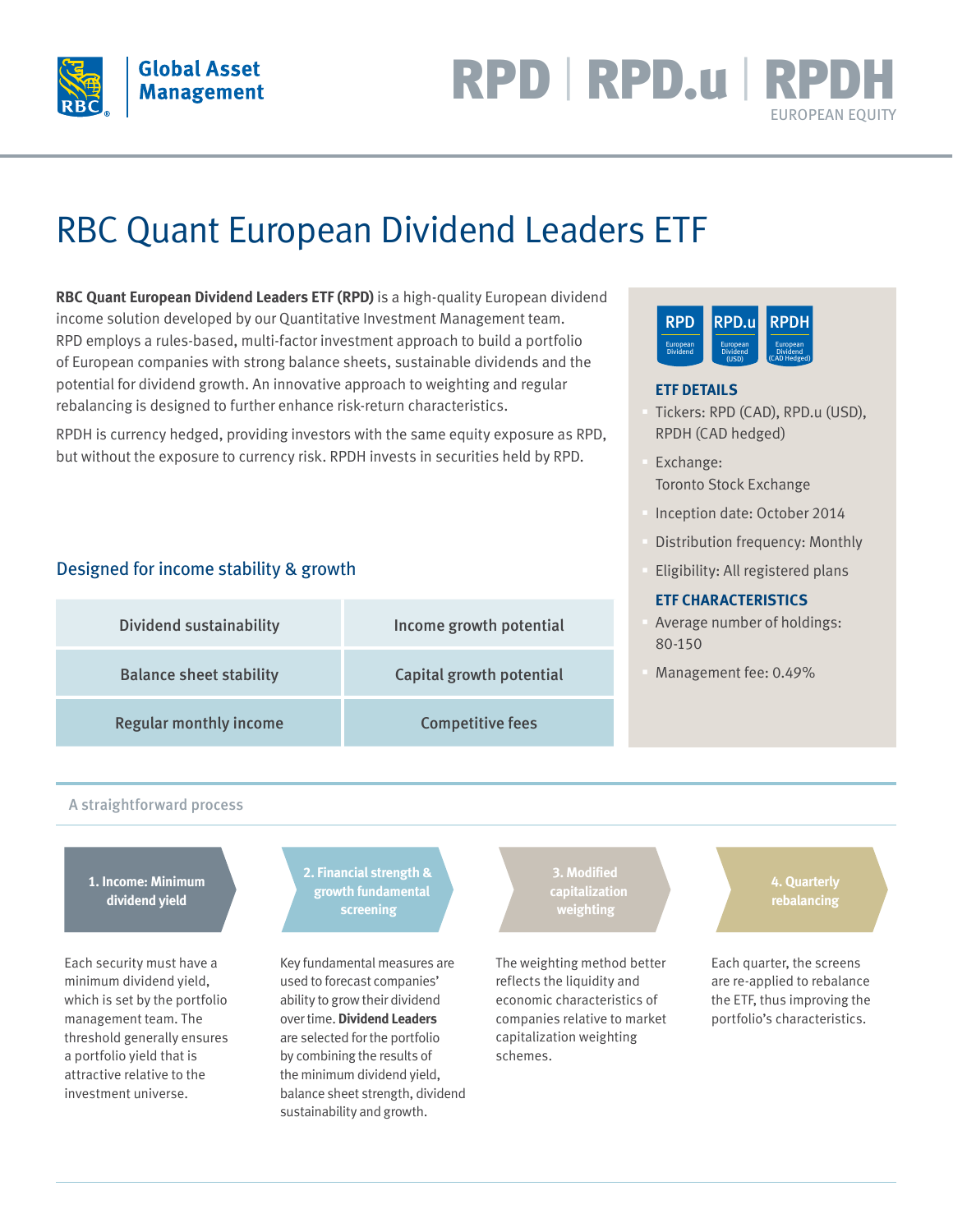RPD | RPD.u | RPDH

EUROPEAN EQUITY

# RBC Quant European Dividend Leaders ETF

**RBC Quant European Dividend Leaders ETF (RPD)** is a high-quality European dividend income solution developed by our Quantitative Investment Management team. RPD employs a rules-based, multi-factor investment approach to build a portfolio of European companies with strong balance sheets, sustainable dividends and the potential for dividend growth. An innovative approach to weighting and regular rebalancing is designed to further enhance risk-return characteristics.

RPDH is currency hedged, providing investors with the same equity exposure as RPD, but without the exposure to currency risk. RPDH invests in securities held by RPD.

## Designed for income stability & growth

| | |
|---|---|
| Dividend sustainability | Income growth potential |
| Balance sheet stability | Capital growth potential |
| Regular monthly income | Competitive fees |

### ETF DETAILS

- Tickers: RPD (CAD), RPD.u (USD), RPDH (CAD hedged)
- Exchange: Toronto Stock Exchange
- Inception date: October 2014
- Distribution frequency: Monthly
- Eligibility: All registered plans

### ETF CHARACTERISTICS

- Average number of holdings: 80-150
- Management fee: 0.49%

## A straightforward process

**1. Income: Minimum dividend yield**

Each security must have a minimum dividend yield, which is set by the portfolio management team. The threshold generally ensures a portfolio yield that is attractive relative to the investment universe.

**2. Financial strength & growth fundamental screening**

Key fundamental measures are used to forecast companies' ability to grow their dividend over time. **Dividend Leaders** are selected for the portfolio by combining the results of the minimum dividend yield, balance sheet strength, dividend sustainability and growth.

**3. Modified capitalization weighting**

The weighting method better reflects the liquidity and economic characteristics of companies relative to market capitalization weighting schemes.

**4. Quarterly rebalancing**

Each quarter, the screens are re-applied to rebalance the ETF, thus improving the portfolio's characteristics.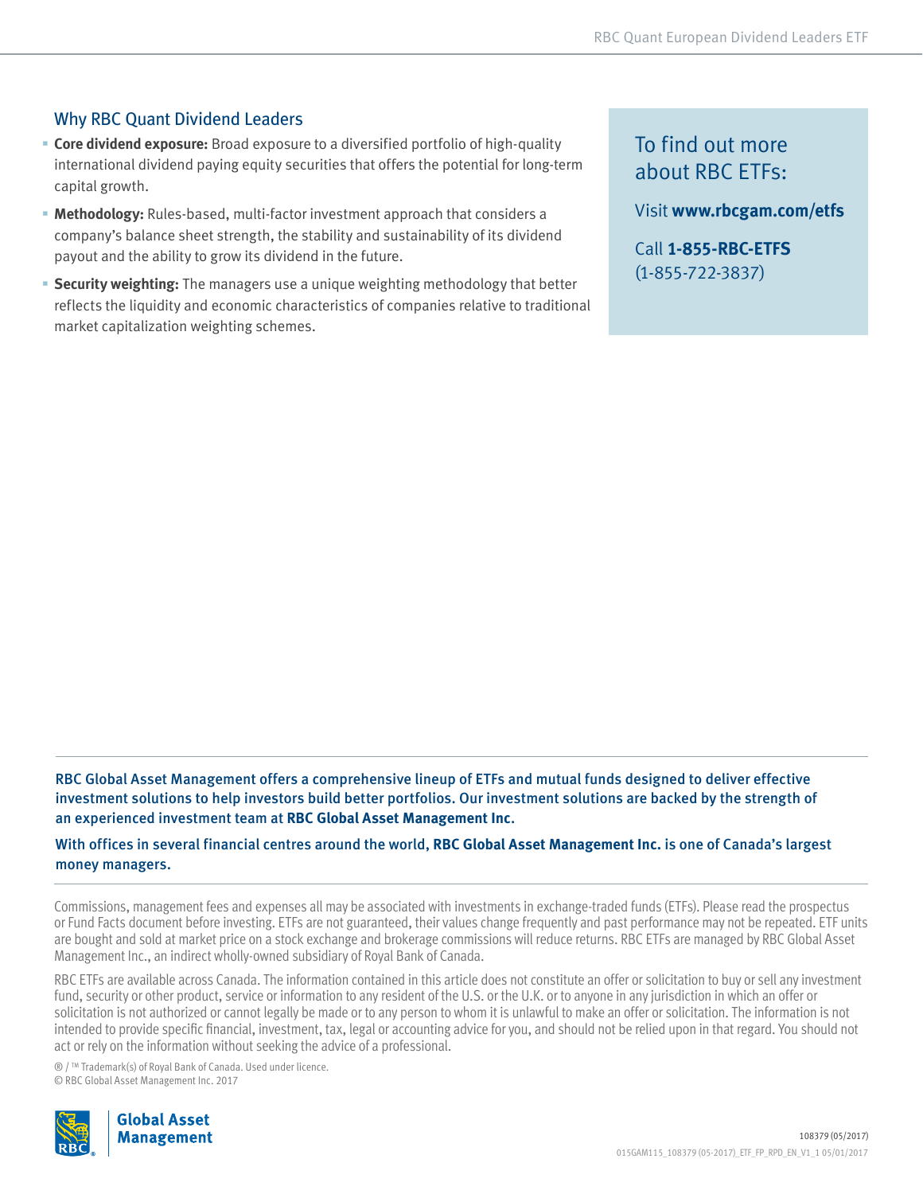## Why RBC Quant Dividend Leaders

- **Core dividend exposure:** Broad exposure to a diversified portfolio of high-quality international dividend paying equity securities that offers the potential for long-term capital growth.
- **Methodology:** Rules-based, multi-factor investment approach that considers a company's balance sheet strength, the stability and sustainability of its dividend payout and the ability to grow its dividend in the future.
- **Security weighting:** The managers use a unique weighting methodology that better reflects the liquidity and economic characteristics of companies relative to traditional market capitalization weighting schemes.

## To find out more about RBC ETFs:

Visit **www.rbcgam.com/etfs**

Call **1-855-RBC-ETFS**
(1-855-722-3837)

---

**RBC Global Asset Management offers a comprehensive lineup of ETFs and mutual funds designed to deliver effective investment solutions to help investors build better portfolios. Our investment solutions are backed by the strength of an experienced investment team at RBC Global Asset Management Inc.**

**With offices in several financial centres around the world, RBC Global Asset Management Inc. is one of Canada's largest money managers.**

---

Commissions, management fees and expenses all may be associated with investments in exchange-traded funds (ETFs). Please read the prospectus or Fund Facts document before investing. ETFs are not guaranteed, their values change frequently and past performance may not be repeated. ETF units are bought and sold at market price on a stock exchange and brokerage commissions will reduce returns. RBC ETFs are managed by RBC Global Asset Management Inc., an indirect wholly-owned subsidiary of Royal Bank of Canada.

RBC ETFs are available across Canada. The information contained in this article does not constitute an offer or solicitation to buy or sell any investment fund, security or other product, service or information to any resident of the U.S. or the U.K. or to anyone in any jurisdiction in which an offer or solicitation is not authorized or cannot legally be made or to any person to whom it is unlawful to make an offer or solicitation. The information is not intended to provide specific financial, investment, tax, legal or accounting advice for you, and should not be relied upon in that regard. You should not act or rely on the information without seeking the advice of a professional.

® / ™ Trademark(s) of Royal Bank of Canada. Used under licence.
© RBC Global Asset Management Inc. 2017

Global Asset Management

108379 (05/2017)
015GAM115_108379 (05-2017)_ETF_FP_RPD_EN_V1_1 05/01/2017